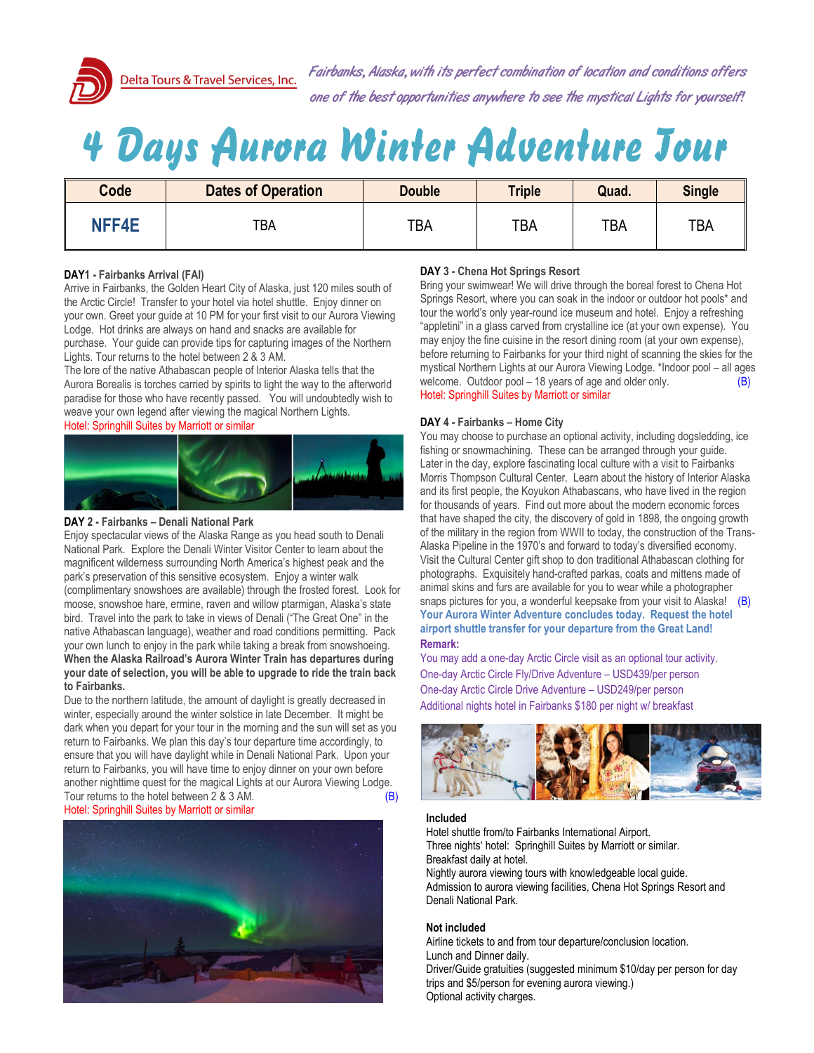Delta Tours & Travel Services, Inc.

*Fairbanks, Alaska, with its perfect combination of location and conditions offers one of the best opportunities anywhere to see the mystical Lights for yourself!*

# 4 Days Aurora Winter Adventure Tour

| Code | Dates of Operation | Double | Triple | Quad. | Single |
|---|---|---|---|---|---|
| NFF4E | TBA | TBA | TBA | TBA | TBA |

**DAY1 - Fairbanks Arrival (FAI)**

Arrive in Fairbanks, the Golden Heart City of Alaska, just 120 miles south of the Arctic Circle! Transfer to your hotel via hotel shuttle. Enjoy dinner on your own. Greet your guide at 10 PM for your first visit to our Aurora Viewing Lodge. Hot drinks are always on hand and snacks are available for purchase. Your guide can provide tips for capturing images of the Northern Lights. Tour returns to the hotel between 2 & 3 AM.

The lore of the native Athabascan people of Interior Alaska tells that the Aurora Borealis is torches carried by spirits to light the way to the afterworld paradise for those who have recently passed. You will undoubtedly wish to weave your own legend after viewing the magical Northern Lights.

Hotel: Springhill Suites by Marriott or similar

**DAY 2 - Fairbanks – Denali National Park**

Enjoy spectacular views of the Alaska Range as you head south to Denali National Park. Explore the Denali Winter Visitor Center to learn about the magnificent wilderness surrounding North America's highest peak and the park's preservation of this sensitive ecosystem. Enjoy a winter walk (complimentary snowshoes are available) through the frosted forest. Look for moose, snowshoe hare, ermine, raven and willow ptarmigan, Alaska's state bird. Travel into the park to take in views of Denali ("The Great One" in the native Athabascan language), weather and road conditions permitting. Pack your own lunch to enjoy in the park while taking a break from snowshoeing.

**When the Alaska Railroad's Aurora Winter Train has departures during your date of selection, you will be able to upgrade to ride the train back to Fairbanks.**

Due to the northern latitude, the amount of daylight is greatly decreased in winter, especially around the winter solstice in late December. It might be dark when you depart for your tour in the morning and the sun will set as you return to Fairbanks. We plan this day's tour departure time accordingly, to ensure that you will have daylight while in Denali National Park. Upon your return to Fairbanks, you will have time to enjoy dinner on your own before another nighttime quest for the magical Lights at our Aurora Viewing Lodge. Tour returns to the hotel between 2 & 3 AM. (B)

Hotel: Springhill Suites by Marriott or similar

**DAY 3 - Chena Hot Springs Resort**

Bring your swimwear! We will drive through the boreal forest to Chena Hot Springs Resort, where you can soak in the indoor or outdoor hot pools* and tour the world's only year-round ice museum and hotel. Enjoy a refreshing "appletini" in a glass carved from crystalline ice (at your own expense). You may enjoy the fine cuisine in the resort dining room (at your own expense), before returning to Fairbanks for your third night of scanning the skies for the mystical Northern Lights at our Aurora Viewing Lodge. *Indoor pool – all ages welcome. Outdoor pool – 18 years of age and older only. (B)

Hotel: Springhill Suites by Marriott or similar

**DAY 4 - Fairbanks – Home City**

You may choose to purchase an optional activity, including dogsledding, ice fishing or snowmachining. These can be arranged through your guide. Later in the day, explore fascinating local culture with a visit to Fairbanks Morris Thompson Cultural Center. Learn about the history of Interior Alaska and its first people, the Koyukon Athabascans, who have lived in the region for thousands of years. Find out more about the modern economic forces that have shaped the city, the discovery of gold in 1898, the ongoing growth of the military in the region from WWII to today, the construction of the Trans-Alaska Pipeline in the 1970's and forward to today's diversified economy. Visit the Cultural Center gift shop to don traditional Athabascan clothing for photographs. Exquisitely hand-crafted parkas, coats and mittens made of animal skins and furs are available for you to wear while a photographer snaps pictures for you, a wonderful keepsake from your visit to Alaska! (B)

**Your Aurora Winter Adventure concludes today. Request the hotel airport shuttle transfer for your departure from the Great Land!**

**Remark:**

You may add a one-day Arctic Circle visit as an optional tour activity.

One-day Arctic Circle Fly/Drive Adventure – USD439/per person

One-day Arctic Circle Drive Adventure – USD249/per person

Additional nights hotel in Fairbanks $180 per night w/ breakfast

**Included**

Hotel shuttle from/to Fairbanks International Airport.
Three nights' hotel: Springhill Suites by Marriott or similar.
Breakfast daily at hotel.
Nightly aurora viewing tours with knowledgeable local guide.
Admission to aurora viewing facilities, Chena Hot Springs Resort and Denali National Park.

**Not included**

Airline tickets to and from tour departure/conclusion location.
Lunch and Dinner daily.
Driver/Guide gratuities (suggested minimum $10/day per person for day trips and $5/person for evening aurora viewing.)
Optional activity charges.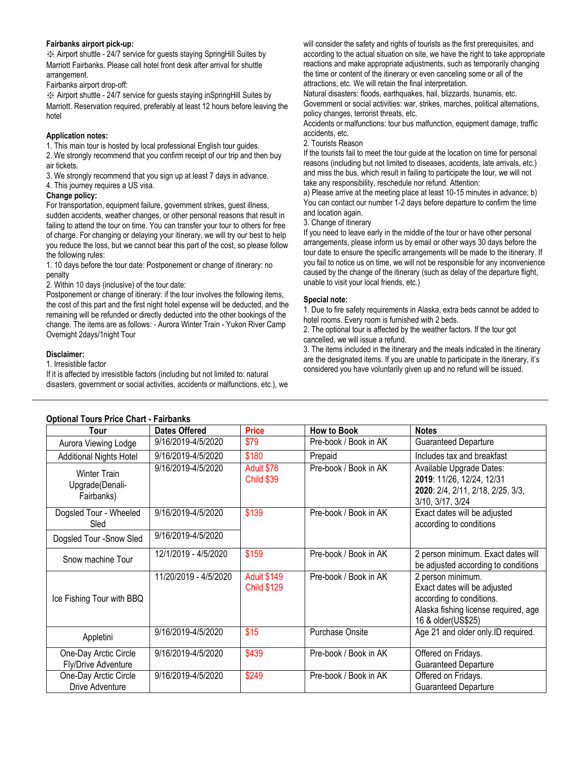**Fairbanks airport pick-up:**

※ Airport shuttle - 24/7 service for guests staying SpringHill Suites by Marriott Fairbanks. Please call hotel front desk after arrival for shuttle arrangement.

Fairbanks airport drop-off:

※ Airport shuttle - 24/7 service for guests staying inSpringHill Suites by Marriott. Reservation required, preferably at least 12 hours before leaving the hotel

**Application notes:**

1. This main tour is hosted by local professional English tour guides.
2. We strongly recommend that you confirm receipt of our trip and then buy air tickets.
3. We strongly recommend that you sign up at least 7 days in advance.
4. This journey requires a US visa.

**Change policy:**

For transportation, equipment failure, government strikes, guest illness, sudden accidents, weather changes, or other personal reasons that result in failing to attend the tour on time. You can transfer your tour to others for free of charge. For changing or delaying your itinerary, we will try our best to help you reduce the loss, but we cannot bear this part of the cost, so please follow the following rules:

1. 10 days before the tour date: Postponement or change of itinerary: no penalty
2. Within 10 days (inclusive) of the tour date:

Postponement or change of itinerary: if the tour involves the following items, the cost of this part and the first night hotel expense will be deducted, and the remaining will be refunded or directly deducted into the other bookings of the change. The items are as follows: - Aurora Winter Train - Yukon River Camp Overnight 2days/1night Tour

**Disclaimer:**

1. Irresistible factor

If it is affected by irresistible factors (including but not limited to: natural disasters, government or social activities, accidents or malfunctions, etc.), we will consider the safety and rights of tourists as the first prerequisites, and according to the actual situation on site, we have the right to take appropriate reactions and make appropriate adjustments, such as temporarily changing the time or content of the itinerary or even canceling some or all of the attractions, etc. We will retain the final interpretation.

Natural disasters: floods, earthquakes, hail, blizzards, tsunamis, etc.

Government or social activities: war, strikes, marches, political alternations, policy changes, terrorist threats, etc.

Accidents or malfunctions: tour bus malfunction, equipment damage, traffic accidents, etc.

2. Tourists Reason

If the tourists fail to meet the tour guide at the location on time for personal reasons (including but not limited to diseases, accidents, late arrivals, etc.) and miss the bus, which result in failing to participate the tour, we will not take any responsibility, reschedule nor refund. Attention:

a) Please arrive at the meeting place at least 10-15 minutes in advance; b) You can contact our number 1-2 days before departure to confirm the time and location again.

3. Change of itinerary

If you need to leave early in the middle of the tour or have other personal arrangements, please inform us by email or other ways 30 days before the tour date to ensure the specific arrangements will be made to the itinerary. If you fail to notice us on time, we will not be responsible for any inconvenience caused by the change of the itinerary (such as delay of the departure flight, unable to visit your local friends, etc.)

**Special note:**

1. Due to fire safety requirements in Alaska, extra beds cannot be added to hotel rooms. Every room is furnished with 2 beds.
2. The optional tour is affected by the weather factors. If the tour got cancelled, we will issue a refund.
3. The items included in the itinerary and the meals indicated in the itinerary are the designated items. If you are unable to participate in the itinerary, it's considered you have voluntarily given up and no refund will be issued.

**Optional Tours Price Chart - Fairbanks**

| Tour | Dates Offered | Price | How to Book | Notes |
|---|---|---|---|---|
| Aurora Viewing Lodge | 9/16/2019-4/5/2020 | $79 | Pre-book / Book in AK | Guaranteed Departure |
| Additional Nights Hotel | 9/16/2019-4/5/2020 | $180 | Prepaid | Includes tax and breakfast |
| Winter Train Upgrade(Denali-Fairbanks) | 9/16/2019-4/5/2020 | Adult $78<br>Child $39 | Pre-book / Book in AK | Available Upgrade Dates:<br>**2019**: 11/26, 12/24, 12/31<br>**2020**: 2/4, 2/11, 2/18, 2/25, 3/3, 3/10, 3/17, 3/24 |
| Dogsled Tour - Wheeled Sled | 9/16/2019-4/5/2020 | $139 | Pre-book / Book in AK | Exact dates will be adjusted according to conditions |
| Dogsled Tour -Snow Sled | 9/16/2019-4/5/2020 | | | |
| Snow machine Tour | 12/1/2019 - 4/5/2020 | $159 | Pre-book / Book in AK | 2 person minimum. Exact dates will be adjusted according to conditions |
| Ice Fishing Tour with BBQ | 11/20/2019 - 4/5/2020 | Adult $149<br>Child $129 | Pre-book / Book in AK | 2 person minimum.<br>Exact dates will be adjusted according to conditions.<br>Alaska fishing license required, age 16 & older(US$25) |
| Appletini | 9/16/2019-4/5/2020 | $15 | Purchase Onsite | Age 21 and older only.ID required. |
| One-Day Arctic Circle Fly/Drive Adventure | 9/16/2019-4/5/2020 | $439 | Pre-book / Book in AK | Offered on Fridays.<br>Guaranteed Departure |
| One-Day Arctic Circle Drive Adventure | 9/16/2019-4/5/2020 | $249 | Pre-book / Book in AK | Offered on Fridays.<br>Guaranteed Departure |